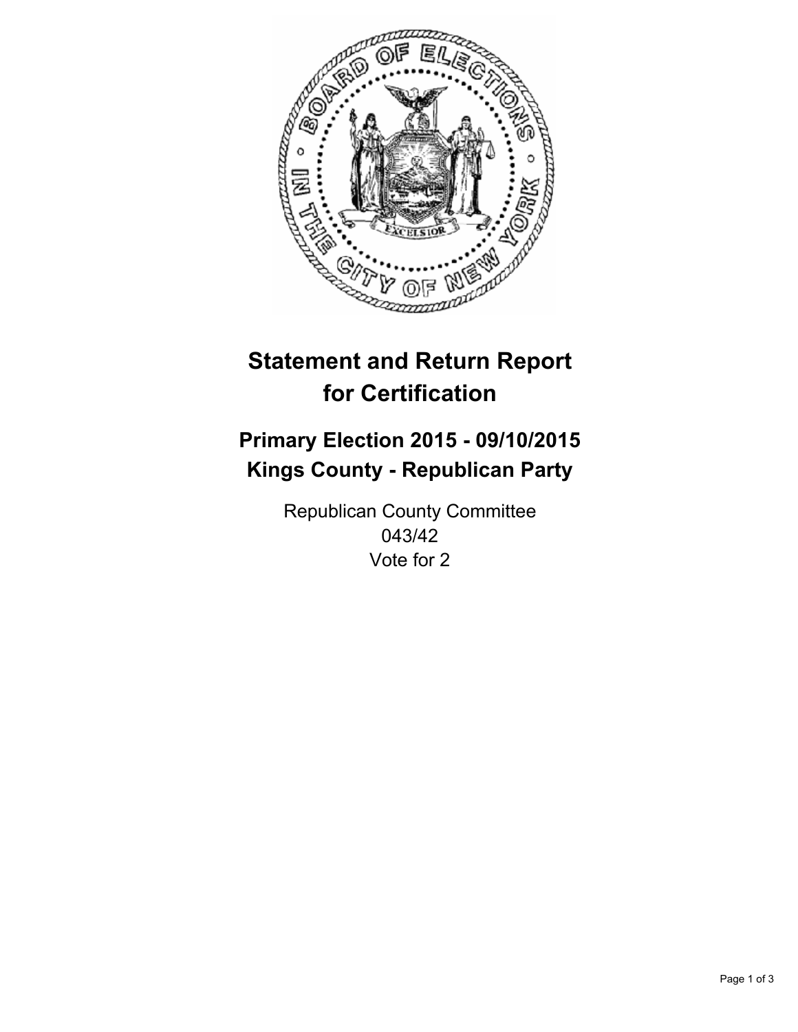# Statement and Return Report for Certification

## Primary Election 2015 - 09/10/2015
## Kings County - Republican Party

Republican County Committee
043/42
Vote for 2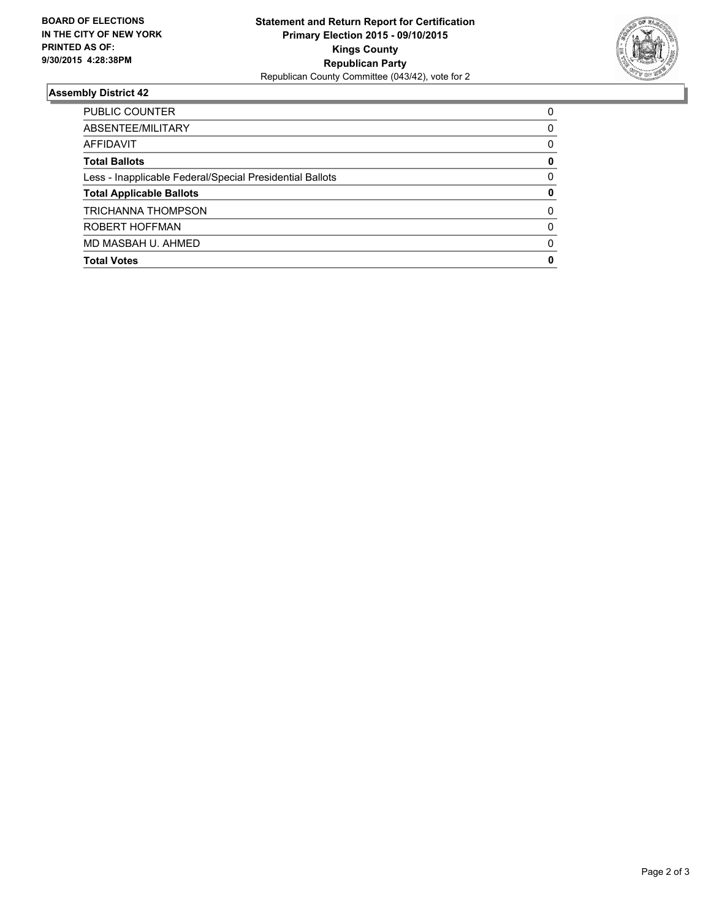**BOARD OF ELECTIONS IN THE CITY OF NEW YORK PRINTED AS OF: 9/30/2015 4:28:38PM**

**Statement and Return Report for Certification**
**Primary Election 2015 - 09/10/2015**
**Kings County**
**Republican Party**
Republican County Committee (043/42), vote for 2

## Assembly District 42

| | |
|---|---|
| PUBLIC COUNTER | 0 |
| ABSENTEE/MILITARY | 0 |
| AFFIDAVIT | 0 |
| **Total Ballots** | **0** |
| Less - Inapplicable Federal/Special Presidential Ballots | 0 |
| **Total Applicable Ballots** | **0** |
| TRICHANNA THOMPSON | 0 |
| ROBERT HOFFMAN | 0 |
| MD MASBAH U. AHMED | 0 |
| **Total Votes** | **0** |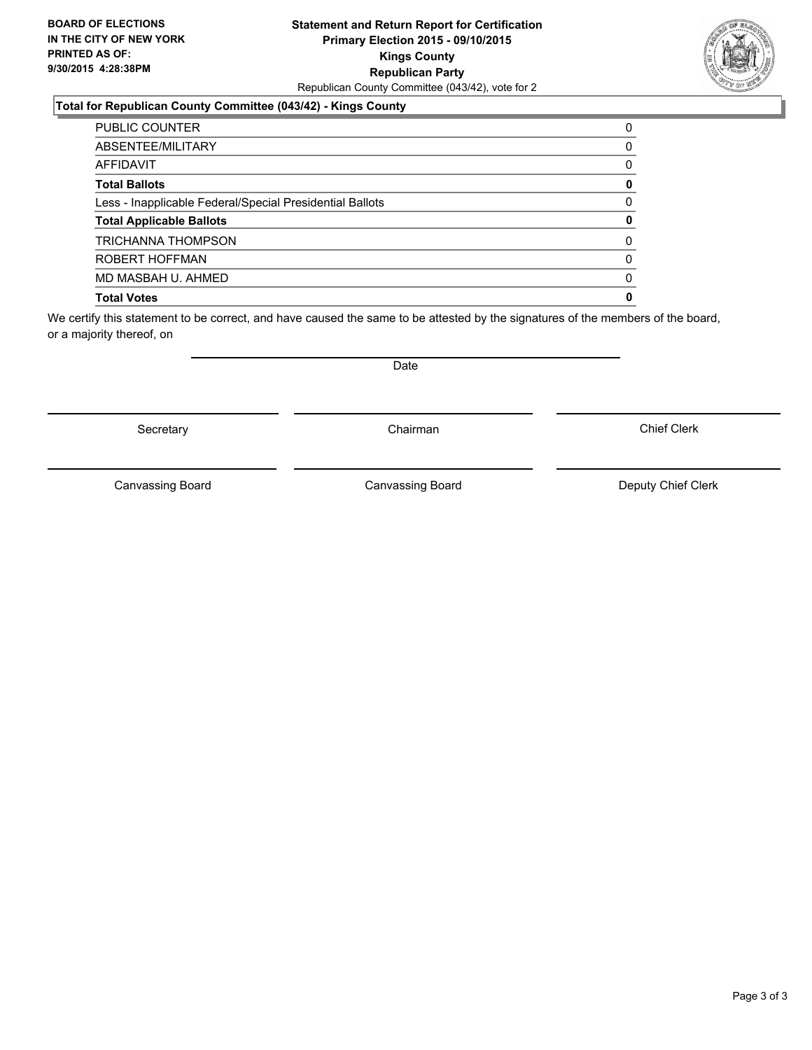**BOARD OF ELECTIONS IN THE CITY OF NEW YORK PRINTED AS OF: 9/30/2015 4:28:38PM**

**Statement and Return Report for Certification**
**Primary Election 2015 - 09/10/2015**
**Kings County**
**Republican Party**
Republican County Committee (043/42), vote for 2

### Total for Republican County Committee (043/42) - Kings County

| | |
|---|---|
| PUBLIC COUNTER | 0 |
| ABSENTEE/MILITARY | 0 |
| AFFIDAVIT | 0 |
| **Total Ballots** | **0** |
| Less - Inapplicable Federal/Special Presidential Ballots | 0 |
| **Total Applicable Ballots** | **0** |
| TRICHANNA THOMPSON | 0 |
| ROBERT HOFFMAN | 0 |
| MD MASBAH U. AHMED | 0 |
| **Total Votes** | **0** |

We certify this statement to be correct, and have caused the same to be attested by the signatures of the members of the board, or a majority thereof, on

Date

Secretary

Chairman

Chief Clerk

Canvassing Board

Canvassing Board

Deputy Chief Clerk